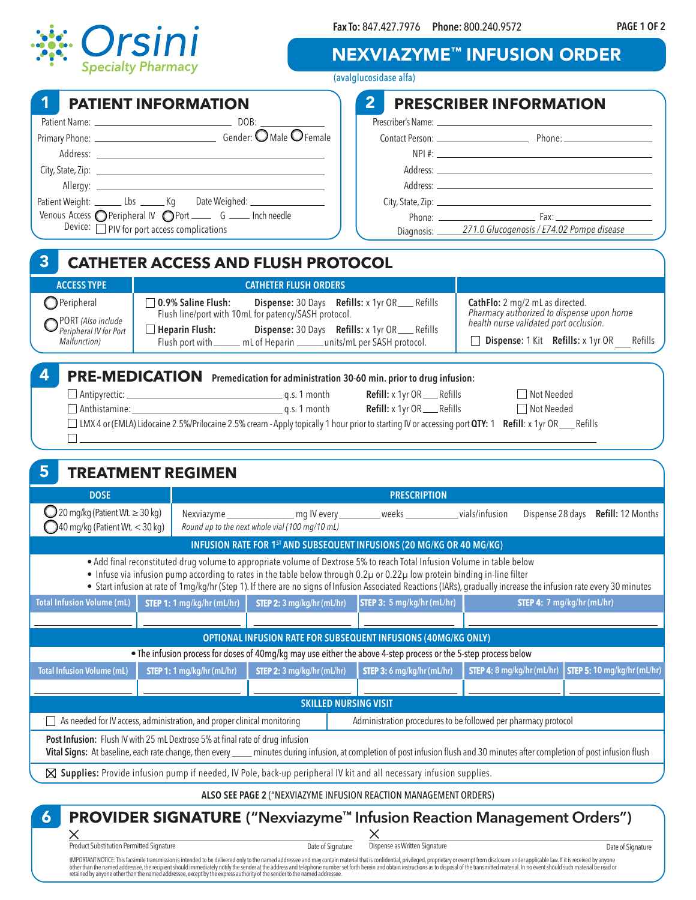Orsini Specialty Pharmacy

**Fax To:** 847.427.7976 **Phone:** 800.240.9572

# NEXVIAZYME™ INFUSION ORDER

(avalglucosidase alfa)

## 1 PATIENT INFORMATION

Patient Name: ____________________ DOB: __________

Primary Phone: ____________________ Gender: ◯ Male ◯ Female

Address: ____________________

City, State, Zip: ____________________

Allergy: ____________________

Patient Weight: ______ Lbs ______ Kg Date Weighed: __________

Venous Access Device: ◯ Peripheral IV ◯ Port ____ G ____ Inch needle

☐ PIV for port access complications

## 2 PRESCRIBER INFORMATION

Prescriber's Name: ____________________

Contact Person: ____________________ Phone: __________

NPI #: ____________________

Address: ____________________

Address: ____________________

City, State, Zip: ____________________

Phone: __________ Fax: __________

Diagnosis: *271.0 Glucogenosis / E74.02 Pompe disease*

## 3 CATHETER ACCESS AND FLUSH PROTOCOL

| ACCESS TYPE | CATHETER FLUSH ORDERS | |
|---|---|---|
| ◯ Peripheral<br>◯ PORT *(Also include Peripheral IV for Port Malfunction)* | ☐ **0.9% Saline Flush:** **Dispense:** 30 Days **Refills:** x 1yr OR ____ Refills<br>Flush line/port with 10mL for patency/SASH protocol.<br>☐ **Heparin Flush:** **Dispense:** 30 Days **Refills:** x 1yr OR ____ Refills<br>Flush port with ______ mL of Heparin ______ units/mL per SASH protocol. | **CathFlo:** 2 mg/2 mL as directed.<br>*Pharmacy authorized to dispense upon home health nurse validated port occlusion.*<br>☐ **Dispense:** 1 Kit **Refills:** x 1yr OR ____ Refills |

## 4 PRE-MEDICATION

**Premedication for administration 30-60 min. prior to drug infusion:**

☐ Antipyretic: ____________________ q.s. 1 month **Refill:** x 1yr OR ____ Refills ☐ Not Needed

☐ Anthistamine: ____________________ q.s. 1 month **Refill:** x 1yr OR ____ Refills ☐ Not Needed

☐ LMX 4 or (EMLA) Lidocaine 2.5%/Prilocaine 2.5% cream - Apply topically 1 hour prior to starting IV or accessing port **QTY:** 1 **Refill**: x 1yr OR ____ Refills

☐ ____________________

## 5 TREATMENT REGIMEN

| DOSE | PRESCRIPTION |
|---|---|
| ◯ 20 mg/kg (Patient Wt. ≥ 30 kg)<br>◯ 40 mg/kg (Patient Wt. < 30 kg) | Nexviazyme __________ mg IV every ________ weeks __________ vials/infusion Dispense 28 days **Refill:** 12 Months<br>*Round up to the next whole vial (100 mg/10 mL)* |

**INFUSION RATE FOR 1ST AND SUBSEQUENT INFUSIONS (20 MG/KG OR 40 MG/KG)**

- Add final reconstituted drug volume to appropriate volume of Dextrose 5% to reach Total Infusion Volume in table below
- Infuse via infusion pump according to rates in the table below through 0.2μ or 0.22μ low protein binding in-line filter
- Start infusion at rate of 1mg/kg/hr (Step 1). If there are no signs of Infusion Associated Reactions (IARs), gradually increase the infusion rate every 30 minutes

| Total Infusion Volume (mL) | STEP 1: 1 mg/kg/hr (mL/hr) | STEP 2: 3 mg/kg/hr (mL/hr) | STEP 3: 5 mg/kg/hr (mL/hr) | STEP 4: 7 mg/kg/hr (mL/hr) |
|---|---|---|---|---|
| | | | | |

**OPTIONAL INFUSION RATE FOR SUBSEQUENT INFUSIONS (40MG/KG ONLY)**

- The infusion process for doses of 40mg/kg may use either the above 4-step process or the 5-step process below

| Total Infusion Volume (mL) | STEP 1: 1 mg/kg/hr (mL/hr) | STEP 2: 3 mg/kg/hr (mL/hr) | STEP 3: 6 mg/kg/hr (mL/hr) | STEP 4: 8 mg/kg/hr (mL/hr) | STEP 5: 10 mg/kg/hr (mL/hr) |
|---|---|---|---|---|---|
| | | | | | |

**SKILLED NURSING VISIT**

☐ As needed for IV access, administration, and proper clinical monitoring | Administration procedures to be followed per pharmacy protocol

**Post Infusion:** Flush IV with 25 mL Dextrose 5% at final rate of drug infusion

**Vital Signs:** At baseline, each rate change, then every ____ minutes during infusion, at completion of post infusion flush and 30 minutes after completion of post infusion flush

☒ **Supplies:** Provide infusion pump if needed, IV Pole, back-up peripheral IV kit and all necessary infusion supplies.

ALSO SEE PAGE 2 ("NEXVIAZYME INFUSION REACTION MANAGEMENT ORDERS)

## 6 PROVIDER SIGNATURE ("Nexviazyme™ Infusion Reaction Management Orders")

X ____________________ Product Substitution Permitted Signature ________ Date of Signature

X ____________________ Dispense as Written Signature ________ Date of Signature

IMPORTANT NOTICE: This facsimile transmission is intended to be delivered only to the named addressee and may contain material that is confidential, privileged, proprietary or exempt from disclosure under applicable law. If it is received by anyone other than the named addressee, the recipient should immediately notify the sender at the address and telephone number set forth herein and obtain instructions as to disposal of the transmitted material. In no event should such material be read or retained by anyone other than the named addressee, except by the express authority of the sender to the named addressee.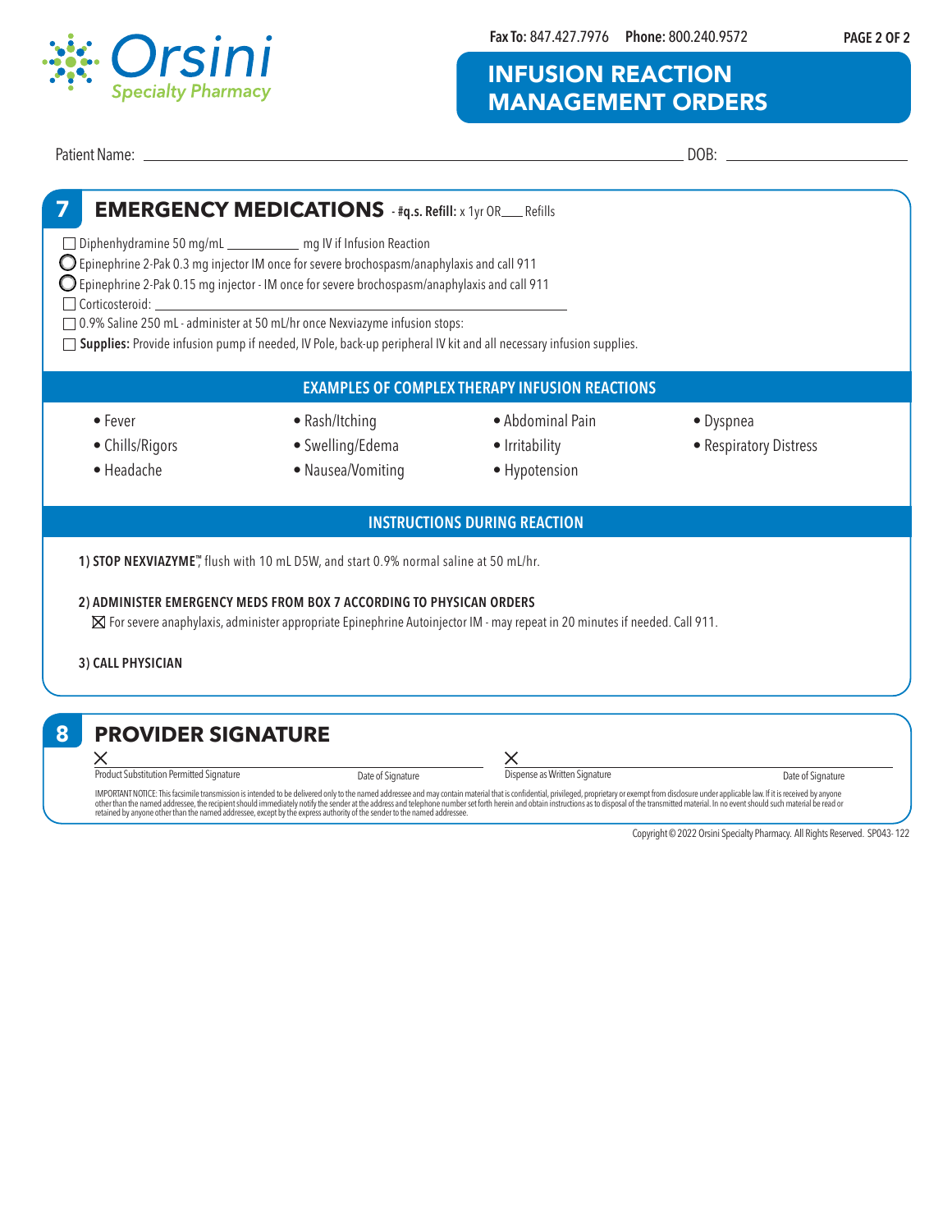Fax To: 847.427.7976 Phone: 800.240.9572

# INFUSION REACTION MANAGEMENT ORDERS

Patient Name: ______________________________ DOB: ______________

## 7 EMERGENCY MEDICATIONS - #q.s. Refill: x 1yr OR___ Refills

- ☐ Diphenhydramine 50 mg/mL __________ mg IV if Infusion Reaction
- ◯ Epinephrine 2-Pak 0.3 mg injector IM once for severe brochospasm/anaphylaxis and call 911
- ◯ Epinephrine 2-Pak 0.15 mg injector - IM once for severe brochospasm/anaphylaxis and call 911
- ☐ Corticosteroid: ______________________________
- ☐ 0.9% Saline 250 mL - administer at 50 mL/hr once Nexviazyme infusion stops:
- ☐ **Supplies:** Provide infusion pump if needed, IV Pole, back-up peripheral IV kit and all necessary infusion supplies.

### EXAMPLES OF COMPLEX THERAPY INFUSION REACTIONS

- Fever
- Chills/Rigors
- Headache
- Rash/Itching
- Swelling/Edema
- Nausea/Vomiting
- Abdominal Pain
- Irritability
- Hypotension
- Dyspnea
- Respiratory Distress

### INSTRUCTIONS DURING REACTION

**1) STOP NEXVIAZYME™**, flush with 10 mL D5W, and start 0.9% normal saline at 50 mL/hr.

**2) ADMINISTER EMERGENCY MEDS FROM BOX 7 ACCORDING TO PHYSICAN ORDERS**

☒ For severe anaphylaxis, administer appropriate Epinephrine Autoinjector IM - may repeat in 20 minutes if needed. Call 911.

**3) CALL PHYSICIAN**

## 8 PROVIDER SIGNATURE

X ______________________________ Product Substitution Permitted Signature ______ Date of Signature

X ______________________________ Dispense as Written Signature ______ Date of Signature

IMPORTANT NOTICE: This facsimile transmission is intended to be delivered only to the named addressee and may contain material that is confidential, privileged, proprietary or exempt from disclosure under applicable law. If it is received by anyone other than the named addressee, the recipient should immediately notify the sender at the address and telephone number set forth herein and obtain instructions as to disposal of the transmitted material. In no event should such material be read or retained by anyone other than the named addressee, except by the express authority of the sender to the named addressee.

Copyright © 2022 Orsini Specialty Pharmacy. All Rights Reserved. SP043- 122